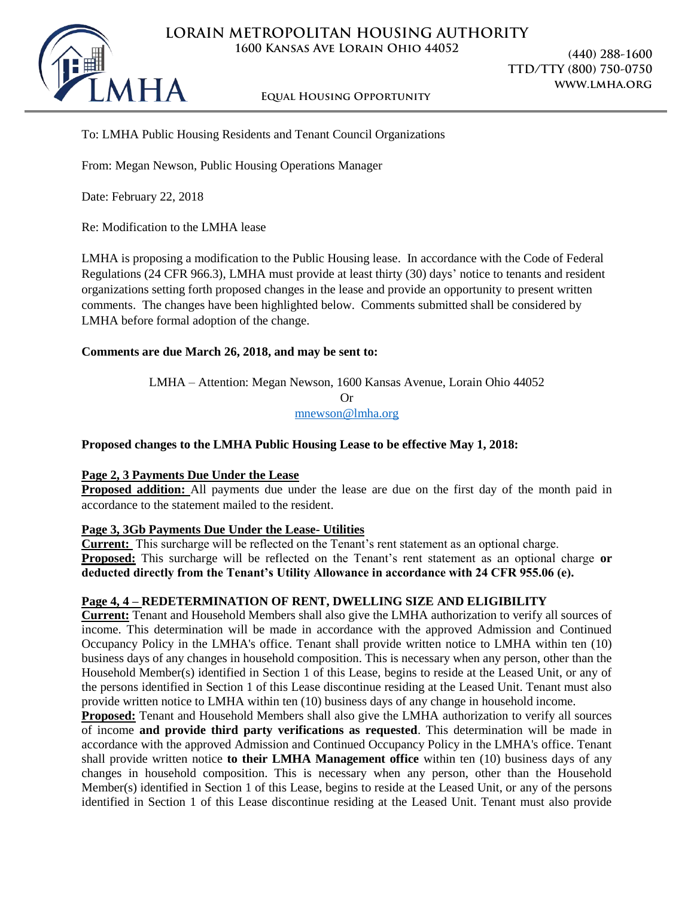# LORAIN METROPOLITAN HOUSING AUTHORITY

1600 Kansas Ave Lorain Ohio 44052

(440) 288-1600
TTD/TTY (800) 750-0750
WWW.LMHA.ORG

Equal Housing Opportunity

To: LMHA Public Housing Residents and Tenant Council Organizations

From: Megan Newson, Public Housing Operations Manager

Date: February 22, 2018

Re: Modification to the LMHA lease

LMHA is proposing a modification to the Public Housing lease. In accordance with the Code of Federal Regulations (24 CFR 966.3), LMHA must provide at least thirty (30) days' notice to tenants and resident organizations setting forth proposed changes in the lease and provide an opportunity to present written comments. The changes have been highlighted below. Comments submitted shall be considered by LMHA before formal adoption of the change.

**Comments are due March 26, 2018, and may be sent to:**

LMHA – Attention: Megan Newson, 1600 Kansas Avenue, Lorain Ohio 44052
Or
mnewson@lmha.org

**Proposed changes to the LMHA Public Housing Lease to be effective May 1, 2018:**

**Page 2, 3 Payments Due Under the Lease**

**Proposed addition:** All payments due under the lease are due on the first day of the month paid in accordance to the statement mailed to the resident.

**Page 3, 3Gb Payments Due Under the Lease- Utilities**

**Current:** This surcharge will be reflected on the Tenant's rent statement as an optional charge.

**Proposed:** This surcharge will be reflected on the Tenant's rent statement as an optional charge **or deducted directly from the Tenant's Utility Allowance in accordance with 24 CFR 955.06 (e).**

**Page 4, 4 – REDETERMINATION OF RENT, DWELLING SIZE AND ELIGIBILITY**

**Current:** Tenant and Household Members shall also give the LMHA authorization to verify all sources of income. This determination will be made in accordance with the approved Admission and Continued Occupancy Policy in the LMHA's office. Tenant shall provide written notice to LMHA within ten (10) business days of any changes in household composition. This is necessary when any person, other than the Household Member(s) identified in Section 1 of this Lease, begins to reside at the Leased Unit, or any of the persons identified in Section 1 of this Lease discontinue residing at the Leased Unit. Tenant must also provide written notice to LMHA within ten (10) business days of any change in household income.

**Proposed:** Tenant and Household Members shall also give the LMHA authorization to verify all sources of income **and provide third party verifications as requested**. This determination will be made in accordance with the approved Admission and Continued Occupancy Policy in the LMHA's office. Tenant shall provide written notice **to their LMHA Management office** within ten (10) business days of any changes in household composition. This is necessary when any person, other than the Household Member(s) identified in Section 1 of this Lease, begins to reside at the Leased Unit, or any of the persons identified in Section 1 of this Lease discontinue residing at the Leased Unit. Tenant must also provide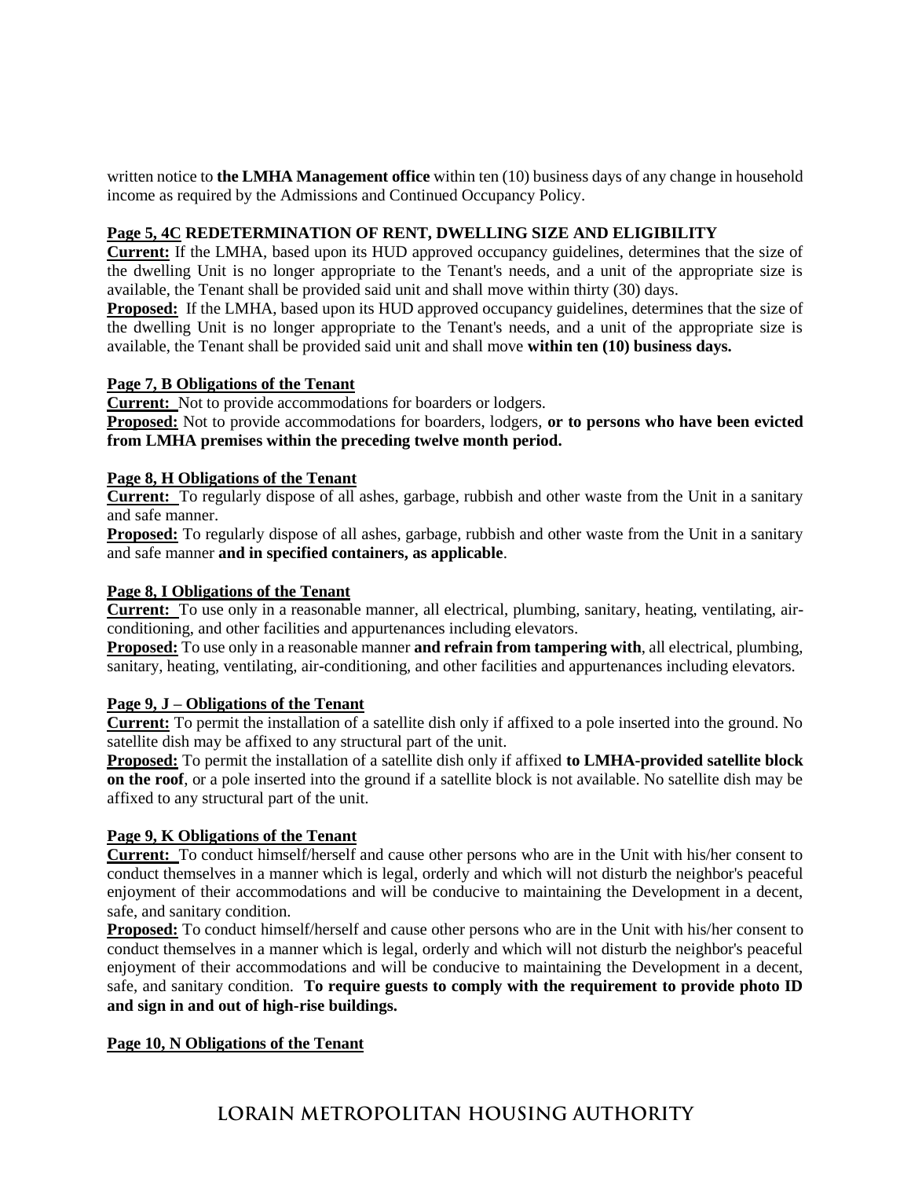written notice to **the LMHA Management office** within ten (10) business days of any change in household income as required by the Admissions and Continued Occupancy Policy.

**Page 5, 4C REDETERMINATION OF RENT, DWELLING SIZE AND ELIGIBILITY**

**Current:** If the LMHA, based upon its HUD approved occupancy guidelines, determines that the size of the dwelling Unit is no longer appropriate to the Tenant's needs, and a unit of the appropriate size is available, the Tenant shall be provided said unit and shall move within thirty (30) days.

**Proposed:** If the LMHA, based upon its HUD approved occupancy guidelines, determines that the size of the dwelling Unit is no longer appropriate to the Tenant's needs, and a unit of the appropriate size is available, the Tenant shall be provided said unit and shall move **within ten (10) business days.**

**Page 7, B Obligations of the Tenant**

**Current:** Not to provide accommodations for boarders or lodgers.

**Proposed:** Not to provide accommodations for boarders, lodgers, **or to persons who have been evicted from LMHA premises within the preceding twelve month period.**

**Page 8, H Obligations of the Tenant**

**Current:** To regularly dispose of all ashes, garbage, rubbish and other waste from the Unit in a sanitary and safe manner.

**Proposed:** To regularly dispose of all ashes, garbage, rubbish and other waste from the Unit in a sanitary and safe manner **and in specified containers, as applicable**.

**Page 8, I Obligations of the Tenant**

**Current:** To use only in a reasonable manner, all electrical, plumbing, sanitary, heating, ventilating, air-conditioning, and other facilities and appurtenances including elevators.

**Proposed:** To use only in a reasonable manner **and refrain from tampering with**, all electrical, plumbing, sanitary, heating, ventilating, air-conditioning, and other facilities and appurtenances including elevators.

**Page 9, J – Obligations of the Tenant**

**Current:** To permit the installation of a satellite dish only if affixed to a pole inserted into the ground. No satellite dish may be affixed to any structural part of the unit.

**Proposed:** To permit the installation of a satellite dish only if affixed **to LMHA-provided satellite block on the roof**, or a pole inserted into the ground if a satellite block is not available. No satellite dish may be affixed to any structural part of the unit.

**Page 9, K Obligations of the Tenant**

**Current:** To conduct himself/herself and cause other persons who are in the Unit with his/her consent to conduct themselves in a manner which is legal, orderly and which will not disturb the neighbor's peaceful enjoyment of their accommodations and will be conducive to maintaining the Development in a decent, safe, and sanitary condition.

**Proposed:** To conduct himself/herself and cause other persons who are in the Unit with his/her consent to conduct themselves in a manner which is legal, orderly and which will not disturb the neighbor's peaceful enjoyment of their accommodations and will be conducive to maintaining the Development in a decent, safe, and sanitary condition. **To require guests to comply with the requirement to provide photo ID and sign in and out of high-rise buildings.**

**Page 10, N Obligations of the Tenant**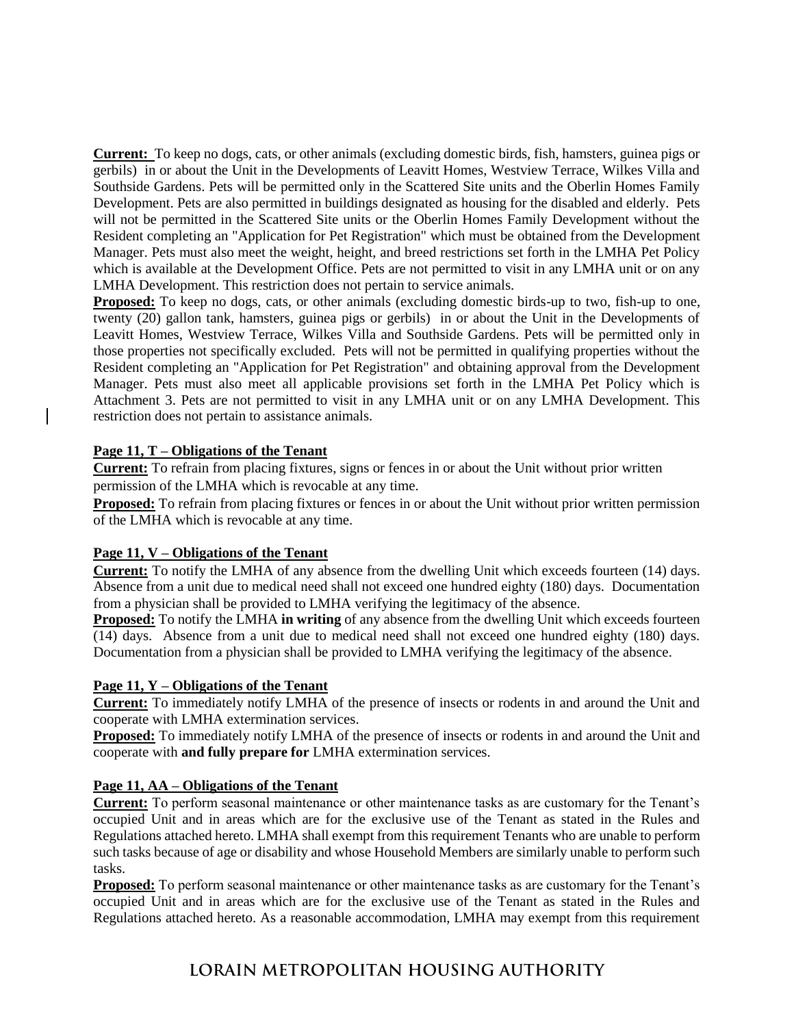**Current:** To keep no dogs, cats, or other animals (excluding domestic birds, fish, hamsters, guinea pigs or gerbils) in or about the Unit in the Developments of Leavitt Homes, Westview Terrace, Wilkes Villa and Southside Gardens. Pets will be permitted only in the Scattered Site units and the Oberlin Homes Family Development. Pets are also permitted in buildings designated as housing for the disabled and elderly. Pets will not be permitted in the Scattered Site units or the Oberlin Homes Family Development without the Resident completing an "Application for Pet Registration" which must be obtained from the Development Manager. Pets must also meet the weight, height, and breed restrictions set forth in the LMHA Pet Policy which is available at the Development Office. Pets are not permitted to visit in any LMHA unit or on any LMHA Development. This restriction does not pertain to service animals.

**Proposed:** To keep no dogs, cats, or other animals (excluding domestic birds-up to two, fish-up to one, twenty (20) gallon tank, hamsters, guinea pigs or gerbils) in or about the Unit in the Developments of Leavitt Homes, Westview Terrace, Wilkes Villa and Southside Gardens. Pets will be permitted only in those properties not specifically excluded. Pets will not be permitted in qualifying properties without the Resident completing an "Application for Pet Registration" and obtaining approval from the Development Manager. Pets must also meet all applicable provisions set forth in the LMHA Pet Policy which is Attachment 3. Pets are not permitted to visit in any LMHA unit or on any LMHA Development. This restriction does not pertain to assistance animals.

**Page 11, T – Obligations of the Tenant**

**Current:** To refrain from placing fixtures, signs or fences in or about the Unit without prior written permission of the LMHA which is revocable at any time.

**Proposed:** To refrain from placing fixtures or fences in or about the Unit without prior written permission of the LMHA which is revocable at any time.

**Page 11, V – Obligations of the Tenant**

**Current:** To notify the LMHA of any absence from the dwelling Unit which exceeds fourteen (14) days. Absence from a unit due to medical need shall not exceed one hundred eighty (180) days. Documentation from a physician shall be provided to LMHA verifying the legitimacy of the absence.

**Proposed:** To notify the LMHA **in writing** of any absence from the dwelling Unit which exceeds fourteen (14) days. Absence from a unit due to medical need shall not exceed one hundred eighty (180) days. Documentation from a physician shall be provided to LMHA verifying the legitimacy of the absence.

**Page 11, Y – Obligations of the Tenant**

**Current:** To immediately notify LMHA of the presence of insects or rodents in and around the Unit and cooperate with LMHA extermination services.

**Proposed:** To immediately notify LMHA of the presence of insects or rodents in and around the Unit and cooperate with **and fully prepare for** LMHA extermination services.

**Page 11, AA – Obligations of the Tenant**

**Current:** To perform seasonal maintenance or other maintenance tasks as are customary for the Tenant's occupied Unit and in areas which are for the exclusive use of the Tenant as stated in the Rules and Regulations attached hereto. LMHA shall exempt from this requirement Tenants who are unable to perform such tasks because of age or disability and whose Household Members are similarly unable to perform such tasks.

**Proposed:** To perform seasonal maintenance or other maintenance tasks as are customary for the Tenant's occupied Unit and in areas which are for the exclusive use of the Tenant as stated in the Rules and Regulations attached hereto. As a reasonable accommodation, LMHA may exempt from this requirement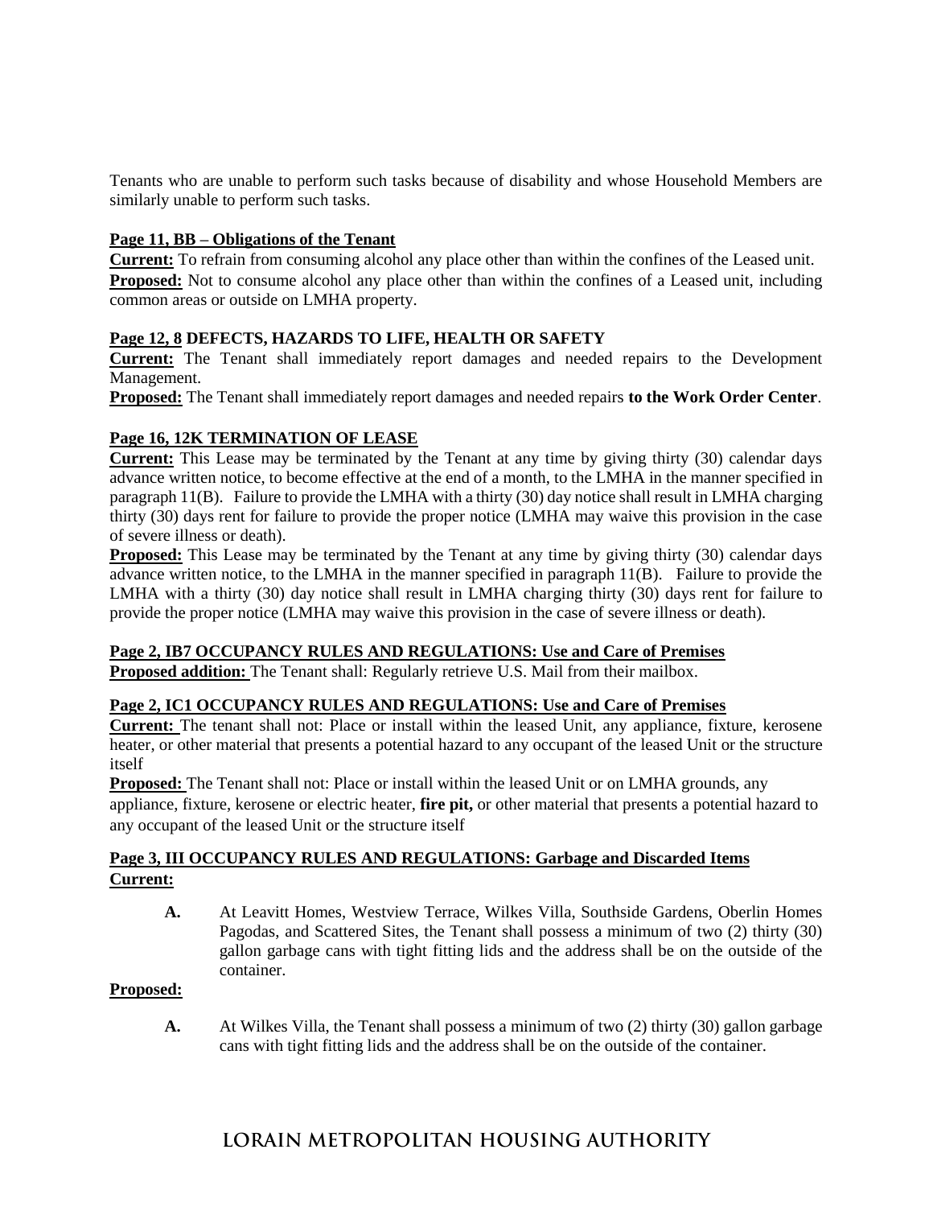Tenants who are unable to perform such tasks because of disability and whose Household Members are similarly unable to perform such tasks.

**Page 11, BB – Obligations of the Tenant**

**Current:** To refrain from consuming alcohol any place other than within the confines of the Leased unit.

**Proposed:** Not to consume alcohol any place other than within the confines of a Leased unit, including common areas or outside on LMHA property.

**Page 12, 8 DEFECTS, HAZARDS TO LIFE, HEALTH OR SAFETY**

**Current:** The Tenant shall immediately report damages and needed repairs to the Development Management.

**Proposed:** The Tenant shall immediately report damages and needed repairs **to the Work Order Center**.

**Page 16, 12K TERMINATION OF LEASE**

**Current:** This Lease may be terminated by the Tenant at any time by giving thirty (30) calendar days advance written notice, to become effective at the end of a month, to the LMHA in the manner specified in paragraph 11(B). Failure to provide the LMHA with a thirty (30) day notice shall result in LMHA charging thirty (30) days rent for failure to provide the proper notice (LMHA may waive this provision in the case of severe illness or death).

**Proposed:** This Lease may be terminated by the Tenant at any time by giving thirty (30) calendar days advance written notice, to the LMHA in the manner specified in paragraph 11(B). Failure to provide the LMHA with a thirty (30) day notice shall result in LMHA charging thirty (30) days rent for failure to provide the proper notice (LMHA may waive this provision in the case of severe illness or death).

**Page 2, IB7 OCCUPANCY RULES AND REGULATIONS: Use and Care of Premises**

**Proposed addition:** The Tenant shall: Regularly retrieve U.S. Mail from their mailbox.

**Page 2, IC1 OCCUPANCY RULES AND REGULATIONS: Use and Care of Premises**

**Current:** The tenant shall not: Place or install within the leased Unit, any appliance, fixture, kerosene heater, or other material that presents a potential hazard to any occupant of the leased Unit or the structure itself

**Proposed:** The Tenant shall not: Place or install within the leased Unit or on LMHA grounds, any appliance, fixture, kerosene or electric heater, **fire pit,** or other material that presents a potential hazard to any occupant of the leased Unit or the structure itself

**Page 3, III OCCUPANCY RULES AND REGULATIONS: Garbage and Discarded Items**

**Current:**

**A.** At Leavitt Homes, Westview Terrace, Wilkes Villa, Southside Gardens, Oberlin Homes Pagodas, and Scattered Sites, the Tenant shall possess a minimum of two (2) thirty (30) gallon garbage cans with tight fitting lids and the address shall be on the outside of the container.

**Proposed:**

**A.** At Wilkes Villa, the Tenant shall possess a minimum of two (2) thirty (30) gallon garbage cans with tight fitting lids and the address shall be on the outside of the container.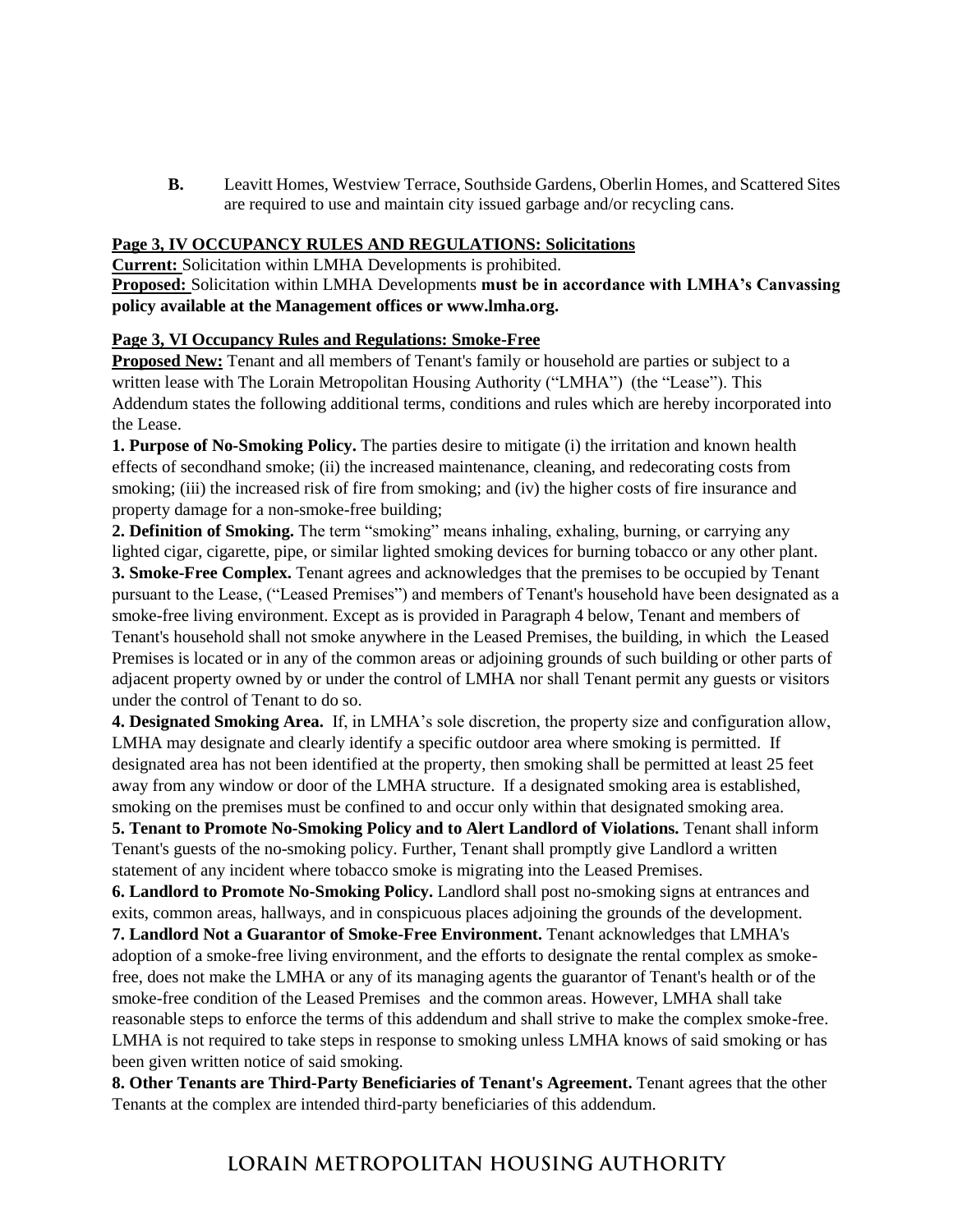**B.** Leavitt Homes, Westview Terrace, Southside Gardens, Oberlin Homes, and Scattered Sites are required to use and maintain city issued garbage and/or recycling cans.

**Page 3, IV OCCUPANCY RULES AND REGULATIONS: Solicitations**

**Current:** Solicitation within LMHA Developments is prohibited.

**Proposed:** Solicitation within LMHA Developments **must be in accordance with LMHA's Canvassing policy available at the Management offices or www.lmha.org.**

**Page 3, VI Occupancy Rules and Regulations: Smoke-Free**

**Proposed New:** Tenant and all members of Tenant's family or household are parties or subject to a written lease with The Lorain Metropolitan Housing Authority ("LMHA") (the "Lease"). This Addendum states the following additional terms, conditions and rules which are hereby incorporated into the Lease.

**1. Purpose of No-Smoking Policy.** The parties desire to mitigate (i) the irritation and known health effects of secondhand smoke; (ii) the increased maintenance, cleaning, and redecorating costs from smoking; (iii) the increased risk of fire from smoking; and (iv) the higher costs of fire insurance and property damage for a non-smoke-free building;

**2. Definition of Smoking.** The term "smoking" means inhaling, exhaling, burning, or carrying any lighted cigar, cigarette, pipe, or similar lighted smoking devices for burning tobacco or any other plant.

**3. Smoke-Free Complex.** Tenant agrees and acknowledges that the premises to be occupied by Tenant pursuant to the Lease, ("Leased Premises") and members of Tenant's household have been designated as a smoke-free living environment. Except as is provided in Paragraph 4 below, Tenant and members of Tenant's household shall not smoke anywhere in the Leased Premises, the building, in which the Leased Premises is located or in any of the common areas or adjoining grounds of such building or other parts of adjacent property owned by or under the control of LMHA nor shall Tenant permit any guests or visitors under the control of Tenant to do so.

**4. Designated Smoking Area.** If, in LMHA's sole discretion, the property size and configuration allow, LMHA may designate and clearly identify a specific outdoor area where smoking is permitted. If designated area has not been identified at the property, then smoking shall be permitted at least 25 feet away from any window or door of the LMHA structure. If a designated smoking area is established, smoking on the premises must be confined to and occur only within that designated smoking area.

**5. Tenant to Promote No-Smoking Policy and to Alert Landlord of Violations.** Tenant shall inform Tenant's guests of the no-smoking policy. Further, Tenant shall promptly give Landlord a written statement of any incident where tobacco smoke is migrating into the Leased Premises.

**6. Landlord to Promote No-Smoking Policy.** Landlord shall post no-smoking signs at entrances and exits, common areas, hallways, and in conspicuous places adjoining the grounds of the development.

**7. Landlord Not a Guarantor of Smoke-Free Environment.** Tenant acknowledges that LMHA's adoption of a smoke-free living environment, and the efforts to designate the rental complex as smoke-free, does not make the LMHA or any of its managing agents the guarantor of Tenant's health or of the smoke-free condition of the Leased Premises and the common areas. However, LMHA shall take reasonable steps to enforce the terms of this addendum and shall strive to make the complex smoke-free. LMHA is not required to take steps in response to smoking unless LMHA knows of said smoking or has been given written notice of said smoking.

**8. Other Tenants are Third-Party Beneficiaries of Tenant's Agreement.** Tenant agrees that the other Tenants at the complex are intended third-party beneficiaries of this addendum.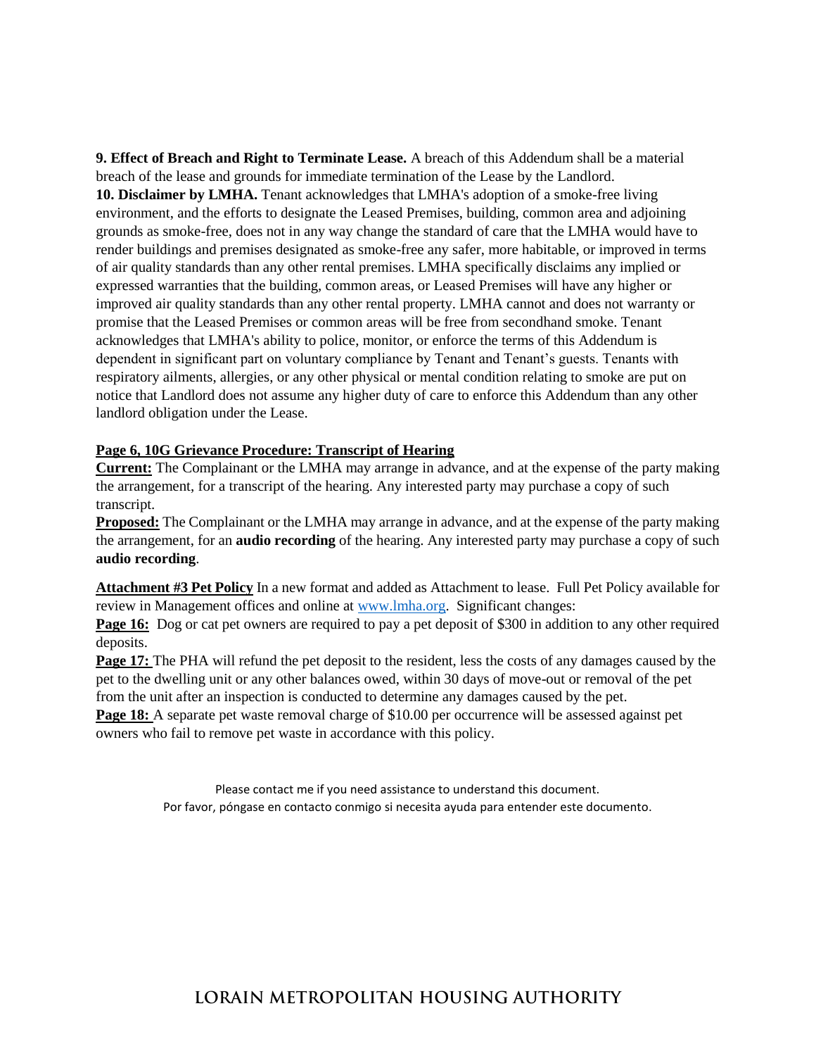**9. Effect of Breach and Right to Terminate Lease.** A breach of this Addendum shall be a material breach of the lease and grounds for immediate termination of the Lease by the Landlord.

**10. Disclaimer by LMHA.** Tenant acknowledges that LMHA's adoption of a smoke-free living environment, and the efforts to designate the Leased Premises, building, common area and adjoining grounds as smoke-free, does not in any way change the standard of care that the LMHA would have to render buildings and premises designated as smoke-free any safer, more habitable, or improved in terms of air quality standards than any other rental premises. LMHA specifically disclaims any implied or expressed warranties that the building, common areas, or Leased Premises will have any higher or improved air quality standards than any other rental property. LMHA cannot and does not warranty or promise that the Leased Premises or common areas will be free from secondhand smoke. Tenant acknowledges that LMHA's ability to police, monitor, or enforce the terms of this Addendum is dependent in significant part on voluntary compliance by Tenant and Tenant's guests. Tenants with respiratory ailments, allergies, or any other physical or mental condition relating to smoke are put on notice that Landlord does not assume any higher duty of care to enforce this Addendum than any other landlord obligation under the Lease.

**Page 6, 10G Grievance Procedure: Transcript of Hearing**

**Current:** The Complainant or the LMHA may arrange in advance, and at the expense of the party making the arrangement, for a transcript of the hearing. Any interested party may purchase a copy of such transcript.

**Proposed:** The Complainant or the LMHA may arrange in advance, and at the expense of the party making the arrangement, for an **audio recording** of the hearing. Any interested party may purchase a copy of such **audio recording**.

**Attachment #3 Pet Policy** In a new format and added as Attachment to lease. Full Pet Policy available for review in Management offices and online at www.lmha.org. Significant changes:

**Page 16:** Dog or cat pet owners are required to pay a pet deposit of $300 in addition to any other required deposits.

**Page 17:** The PHA will refund the pet deposit to the resident, less the costs of any damages caused by the pet to the dwelling unit or any other balances owed, within 30 days of move-out or removal of the pet from the unit after an inspection is conducted to determine any damages caused by the pet.

**Page 18:** A separate pet waste removal charge of $10.00 per occurrence will be assessed against pet owners who fail to remove pet waste in accordance with this policy.

Please contact me if you need assistance to understand this document.
Por favor, póngase en contacto conmigo si necesita ayuda para entender este documento.

LORAIN METROPOLITAN HOUSING AUTHORITY